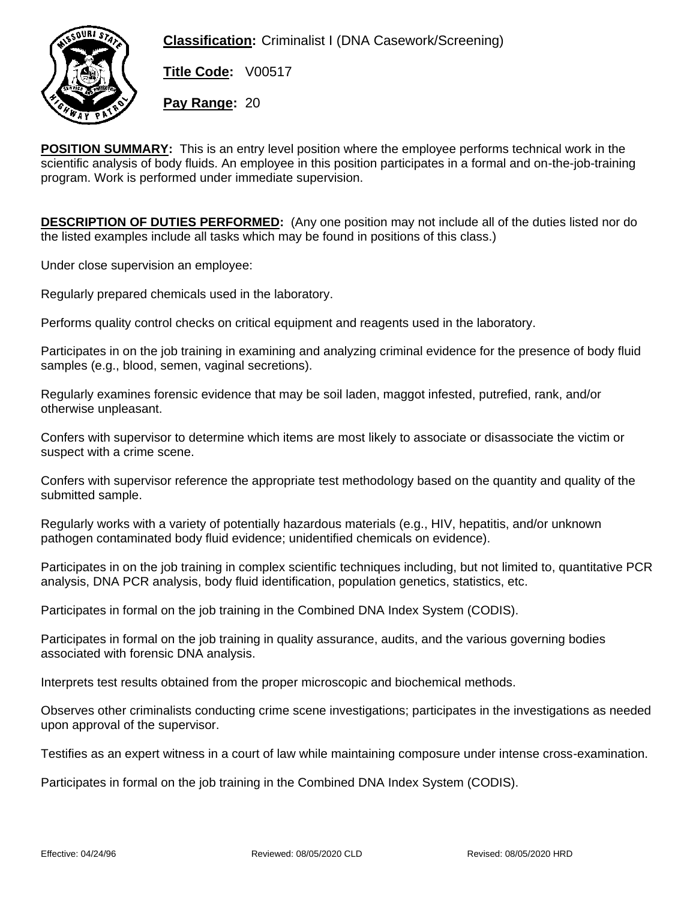**Classification:** Criminalist I (DNA Casework/Screening)

**Title Code:** V00517

**Pay Range:** 20

**POSITION SUMMARY:** This is an entry level position where the employee performs technical work in the scientific analysis of body fluids. An employee in this position participates in a formal and on-the-job-training program. Work is performed under immediate supervision.

**DESCRIPTION OF DUTIES PERFORMED:** (Any one position may not include all of the duties listed nor do the listed examples include all tasks which may be found in positions of this class.)

Under close supervision an employee:

Regularly prepared chemicals used in the laboratory.

Performs quality control checks on critical equipment and reagents used in the laboratory.

Participates in on the job training in examining and analyzing criminal evidence for the presence of body fluid samples (e.g., blood, semen, vaginal secretions).

Regularly examines forensic evidence that may be soil laden, maggot infested, putrefied, rank, and/or otherwise unpleasant.

Confers with supervisor to determine which items are most likely to associate or disassociate the victim or suspect with a crime scene.

Confers with supervisor reference the appropriate test methodology based on the quantity and quality of the submitted sample.

Regularly works with a variety of potentially hazardous materials (e.g., HIV, hepatitis, and/or unknown pathogen contaminated body fluid evidence; unidentified chemicals on evidence).

Participates in on the job training in complex scientific techniques including, but not limited to, quantitative PCR analysis, DNA PCR analysis, body fluid identification, population genetics, statistics, etc.

Participates in formal on the job training in the Combined DNA Index System (CODIS).

Participates in formal on the job training in quality assurance, audits, and the various governing bodies associated with forensic DNA analysis.

Interprets test results obtained from the proper microscopic and biochemical methods.

Observes other criminalists conducting crime scene investigations; participates in the investigations as needed upon approval of the supervisor.

Testifies as an expert witness in a court of law while maintaining composure under intense cross-examination.

Participates in formal on the job training in the Combined DNA Index System (CODIS).

Effective: 04/24/96 Reviewed: 08/05/2020 CLD Revised: 08/05/2020 HRD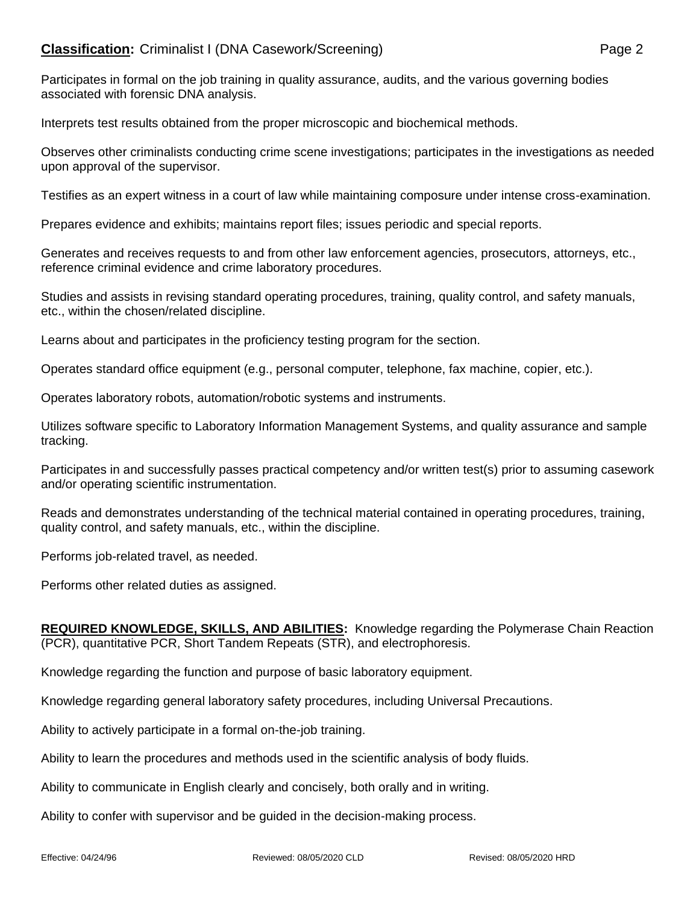Participates in formal on the job training in quality assurance, audits, and the various governing bodies associated with forensic DNA analysis.

Interprets test results obtained from the proper microscopic and biochemical methods.

Observes other criminalists conducting crime scene investigations; participates in the investigations as needed upon approval of the supervisor.

Testifies as an expert witness in a court of law while maintaining composure under intense cross-examination.

Prepares evidence and exhibits; maintains report files; issues periodic and special reports.

Generates and receives requests to and from other law enforcement agencies, prosecutors, attorneys, etc., reference criminal evidence and crime laboratory procedures.

Studies and assists in revising standard operating procedures, training, quality control, and safety manuals, etc., within the chosen/related discipline.

Learns about and participates in the proficiency testing program for the section.

Operates standard office equipment (e.g., personal computer, telephone, fax machine, copier, etc.).

Operates laboratory robots, automation/robotic systems and instruments.

Utilizes software specific to Laboratory Information Management Systems, and quality assurance and sample tracking.

Participates in and successfully passes practical competency and/or written test(s) prior to assuming casework and/or operating scientific instrumentation.

Reads and demonstrates understanding of the technical material contained in operating procedures, training, quality control, and safety manuals, etc., within the discipline.

Performs job-related travel, as needed.

Performs other related duties as assigned.

**REQUIRED KNOWLEDGE, SKILLS, AND ABILITIES:** Knowledge regarding the Polymerase Chain Reaction (PCR), quantitative PCR, Short Tandem Repeats (STR), and electrophoresis.

Knowledge regarding the function and purpose of basic laboratory equipment.

Knowledge regarding general laboratory safety procedures, including Universal Precautions.

Ability to actively participate in a formal on-the-job training.

Ability to learn the procedures and methods used in the scientific analysis of body fluids.

Ability to communicate in English clearly and concisely, both orally and in writing.

Ability to confer with supervisor and be guided in the decision-making process.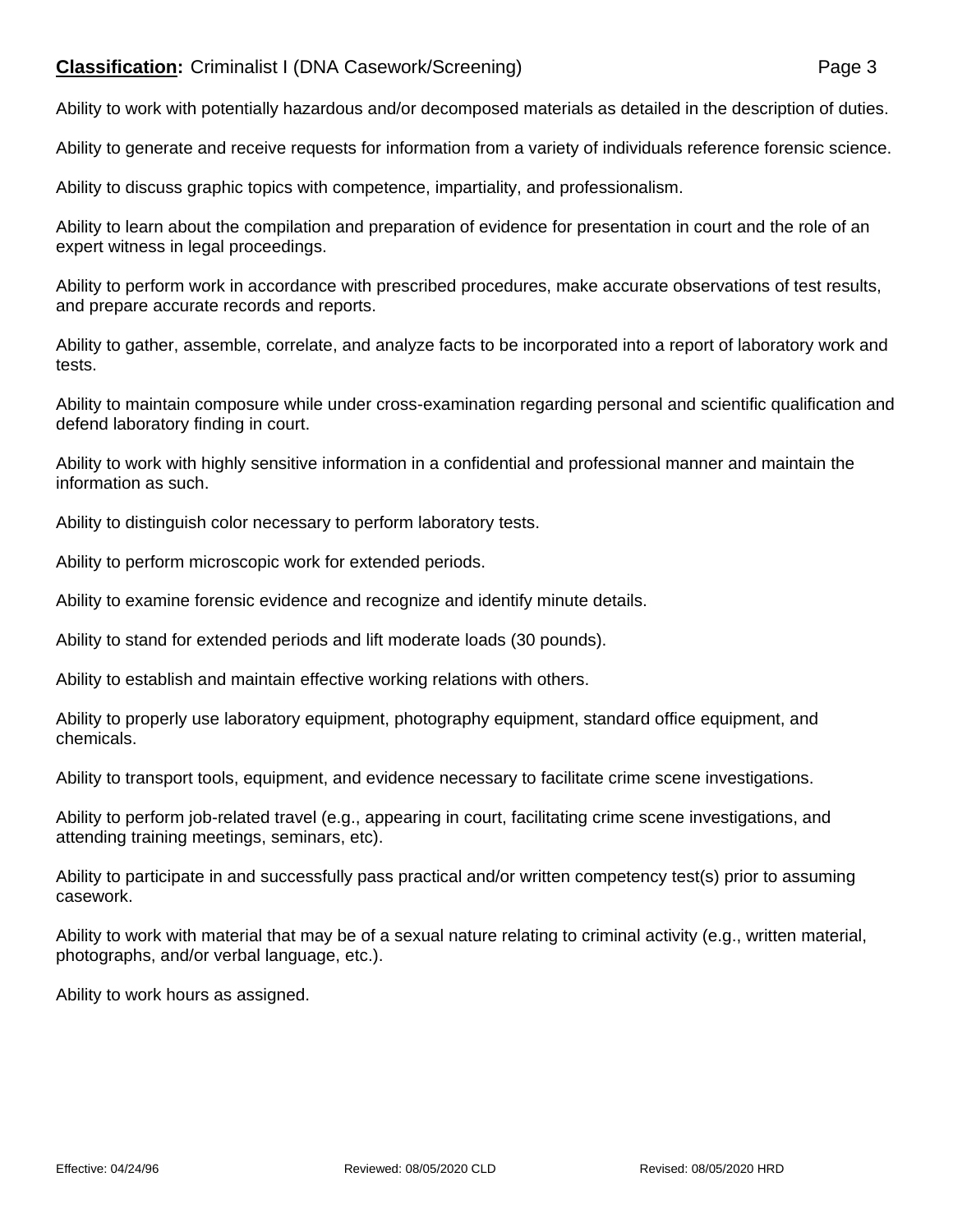Ability to work with potentially hazardous and/or decomposed materials as detailed in the description of duties.

Ability to generate and receive requests for information from a variety of individuals reference forensic science.

Ability to discuss graphic topics with competence, impartiality, and professionalism.

Ability to learn about the compilation and preparation of evidence for presentation in court and the role of an expert witness in legal proceedings.

Ability to perform work in accordance with prescribed procedures, make accurate observations of test results, and prepare accurate records and reports.

Ability to gather, assemble, correlate, and analyze facts to be incorporated into a report of laboratory work and tests.

Ability to maintain composure while under cross-examination regarding personal and scientific qualification and defend laboratory finding in court.

Ability to work with highly sensitive information in a confidential and professional manner and maintain the information as such.

Ability to distinguish color necessary to perform laboratory tests.

Ability to perform microscopic work for extended periods.

Ability to examine forensic evidence and recognize and identify minute details.

Ability to stand for extended periods and lift moderate loads (30 pounds).

Ability to establish and maintain effective working relations with others.

Ability to properly use laboratory equipment, photography equipment, standard office equipment, and chemicals.

Ability to transport tools, equipment, and evidence necessary to facilitate crime scene investigations.

Ability to perform job-related travel (e.g., appearing in court, facilitating crime scene investigations, and attending training meetings, seminars, etc).

Ability to participate in and successfully pass practical and/or written competency test(s) prior to assuming casework.

Ability to work with material that may be of a sexual nature relating to criminal activity (e.g., written material, photographs, and/or verbal language, etc.).

Ability to work hours as assigned.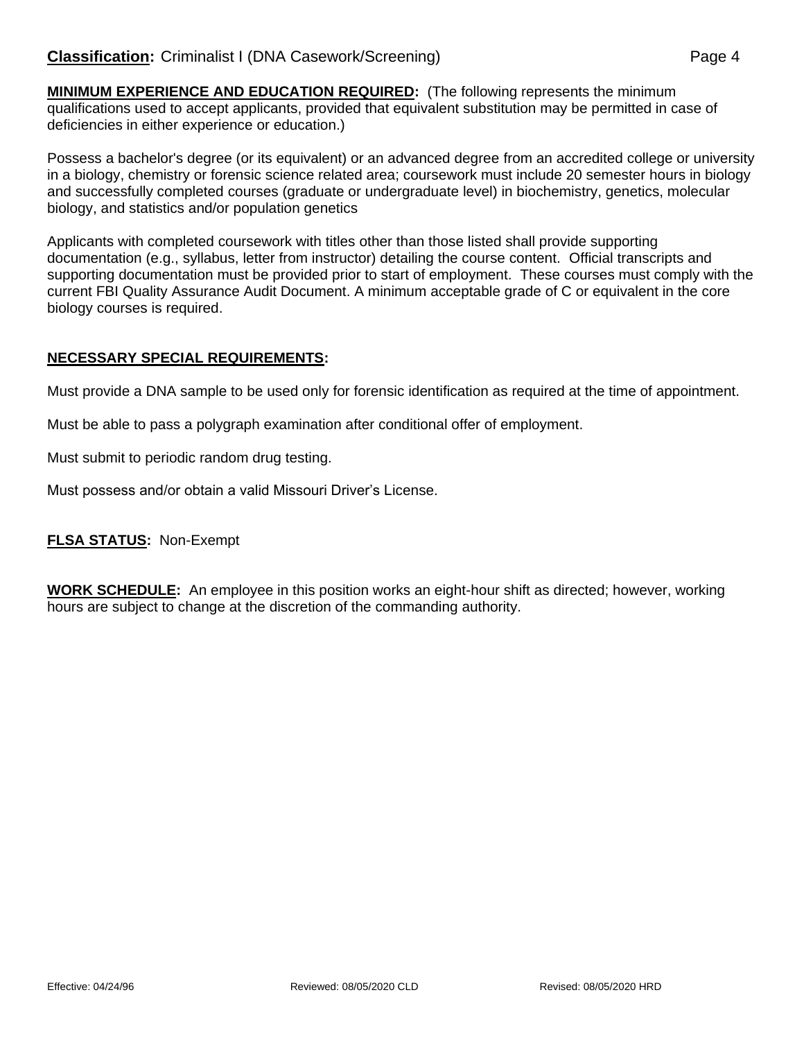**Classification:** Criminalist I (DNA Casework/Screening)

**MINIMUM EXPERIENCE AND EDUCATION REQUIRED:** (The following represents the minimum qualifications used to accept applicants, provided that equivalent substitution may be permitted in case of deficiencies in either experience or education.)

Possess a bachelor's degree (or its equivalent) or an advanced degree from an accredited college or university in a biology, chemistry or forensic science related area; coursework must include 20 semester hours in biology and successfully completed courses (graduate or undergraduate level) in biochemistry, genetics, molecular biology, and statistics and/or population genetics

Applicants with completed coursework with titles other than those listed shall provide supporting documentation (e.g., syllabus, letter from instructor) detailing the course content. Official transcripts and supporting documentation must be provided prior to start of employment. These courses must comply with the current FBI Quality Assurance Audit Document. A minimum acceptable grade of C or equivalent in the core biology courses is required.

**NECESSARY SPECIAL REQUIREMENTS:**

Must provide a DNA sample to be used only for forensic identification as required at the time of appointment.

Must be able to pass a polygraph examination after conditional offer of employment.

Must submit to periodic random drug testing.

Must possess and/or obtain a valid Missouri Driver's License.

**FLSA STATUS:** Non-Exempt

**WORK SCHEDULE:** An employee in this position works an eight-hour shift as directed; however, working hours are subject to change at the discretion of the commanding authority.

Effective: 04/24/96 Reviewed: 08/05/2020 CLD Revised: 08/05/2020 HRD